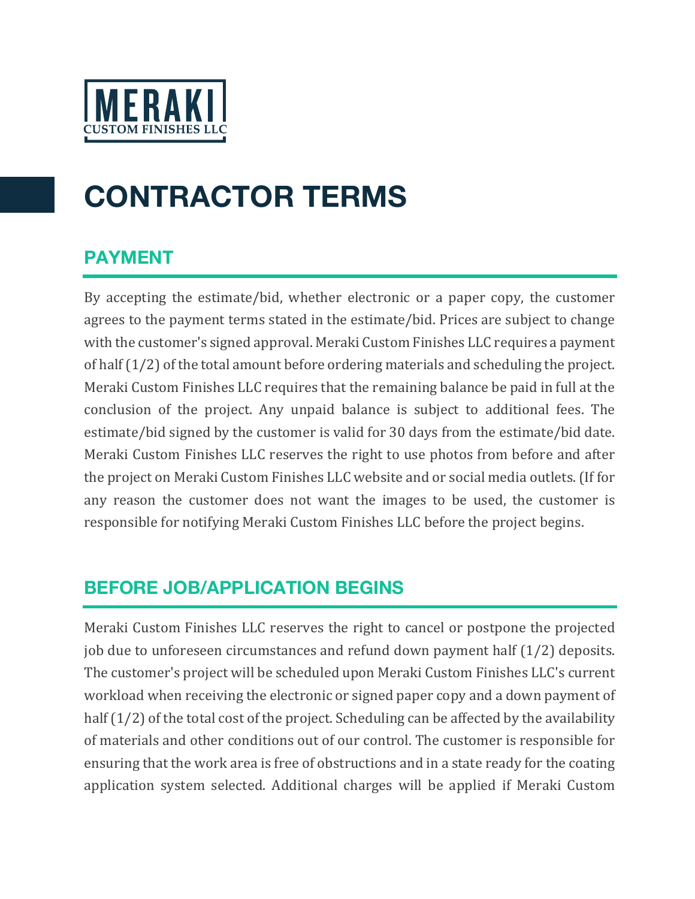MERAKI
CUSTOM FINISHES LLC

# CONTRACTOR TERMS

## PAYMENT

By accepting the estimate/bid, whether electronic or a paper copy, the customer agrees to the payment terms stated in the estimate/bid. Prices are subject to change with the customer's signed approval. Meraki Custom Finishes LLC requires a payment of half (1/2) of the total amount before ordering materials and scheduling the project. Meraki Custom Finishes LLC requires that the remaining balance be paid in full at the conclusion of the project. Any unpaid balance is subject to additional fees. The estimate/bid signed by the customer is valid for 30 days from the estimate/bid date. Meraki Custom Finishes LLC reserves the right to use photos from before and after the project on Meraki Custom Finishes LLC website and or social media outlets. (If for any reason the customer does not want the images to be used, the customer is responsible for notifying Meraki Custom Finishes LLC before the project begins.

## BEFORE JOB/APPLICATION BEGINS

Meraki Custom Finishes LLC reserves the right to cancel or postpone the projected job due to unforeseen circumstances and refund down payment half (1/2) deposits. The customer's project will be scheduled upon Meraki Custom Finishes LLC's current workload when receiving the electronic or signed paper copy and a down payment of half (1/2) of the total cost of the project. Scheduling can be affected by the availability of materials and other conditions out of our control. The customer is responsible for ensuring that the work area is free of obstructions and in a state ready for the coating application system selected. Additional charges will be applied if Meraki Custom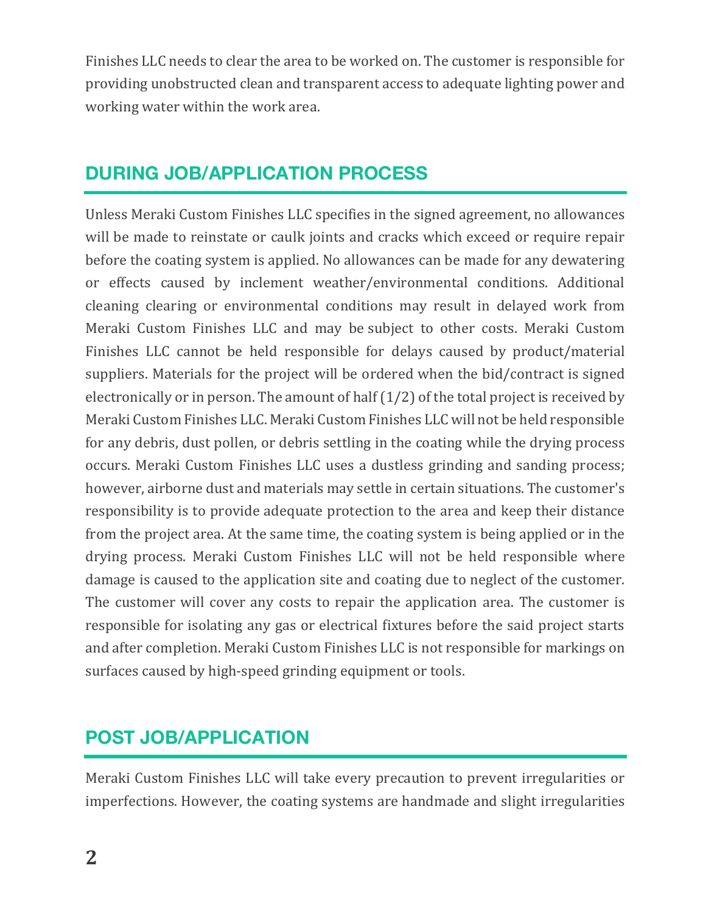Finishes LLC needs to clear the area to be worked on. The customer is responsible for providing unobstructed clean and transparent access to adequate lighting power and working water within the work area.

## DURING JOB/APPLICATION PROCESS

Unless Meraki Custom Finishes LLC specifies in the signed agreement, no allowances will be made to reinstate or caulk joints and cracks which exceed or require repair before the coating system is applied. No allowances can be made for any dewatering or effects caused by inclement weather/environmental conditions. Additional cleaning clearing or environmental conditions may result in delayed work from Meraki Custom Finishes LLC and may be subject to other costs. Meraki Custom Finishes LLC cannot be held responsible for delays caused by product/material suppliers. Materials for the project will be ordered when the bid/contract is signed electronically or in person. The amount of half (1/2) of the total project is received by Meraki Custom Finishes LLC. Meraki Custom Finishes LLC will not be held responsible for any debris, dust pollen, or debris settling in the coating while the drying process occurs. Meraki Custom Finishes LLC uses a dustless grinding and sanding process; however, airborne dust and materials may settle in certain situations. The customer's responsibility is to provide adequate protection to the area and keep their distance from the project area. At the same time, the coating system is being applied or in the drying process. Meraki Custom Finishes LLC will not be held responsible where damage is caused to the application site and coating due to neglect of the customer. The customer will cover any costs to repair the application area. The customer is responsible for isolating any gas or electrical fixtures before the said project starts and after completion. Meraki Custom Finishes LLC is not responsible for markings on surfaces caused by high-speed grinding equipment or tools.

## POST JOB/APPLICATION

Meraki Custom Finishes LLC will take every precaution to prevent irregularities or imperfections. However, the coating systems are handmade and slight irregularities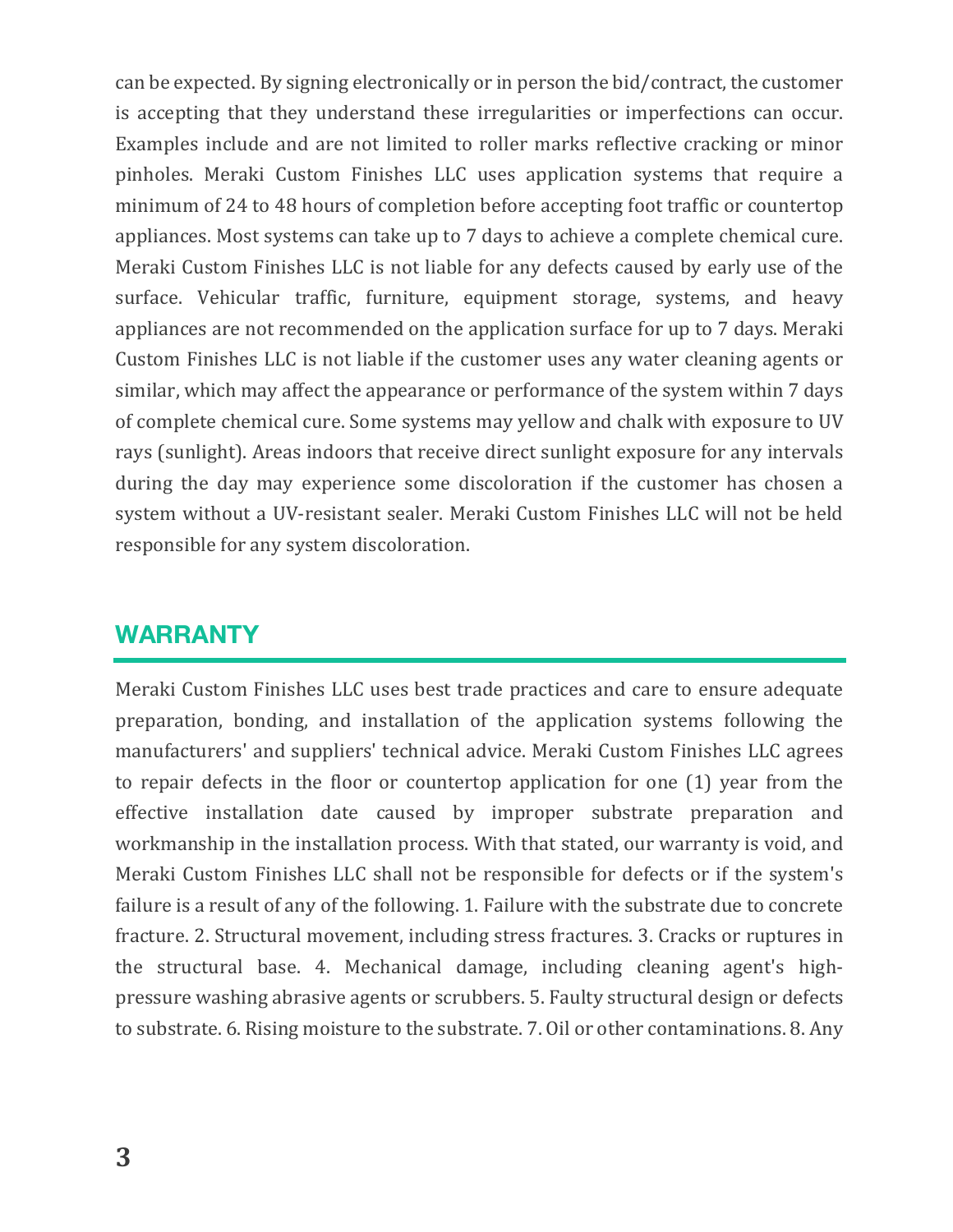can be expected. By signing electronically or in person the bid/contract, the customer is accepting that they understand these irregularities or imperfections can occur. Examples include and are not limited to roller marks reflective cracking or minor pinholes. Meraki Custom Finishes LLC uses application systems that require a minimum of 24 to 48 hours of completion before accepting foot traffic or countertop appliances. Most systems can take up to 7 days to achieve a complete chemical cure. Meraki Custom Finishes LLC is not liable for any defects caused by early use of the surface. Vehicular traffic, furniture, equipment storage, systems, and heavy appliances are not recommended on the application surface for up to 7 days. Meraki Custom Finishes LLC is not liable if the customer uses any water cleaning agents or similar, which may affect the appearance or performance of the system within 7 days of complete chemical cure. Some systems may yellow and chalk with exposure to UV rays (sunlight). Areas indoors that receive direct sunlight exposure for any intervals during the day may experience some discoloration if the customer has chosen a system without a UV-resistant sealer. Meraki Custom Finishes LLC will not be held responsible for any system discoloration.

## WARRANTY

Meraki Custom Finishes LLC uses best trade practices and care to ensure adequate preparation, bonding, and installation of the application systems following the manufacturers' and suppliers' technical advice. Meraki Custom Finishes LLC agrees to repair defects in the floor or countertop application for one (1) year from the effective installation date caused by improper substrate preparation and workmanship in the installation process. With that stated, our warranty is void, and Meraki Custom Finishes LLC shall not be responsible for defects or if the system's failure is a result of any of the following. 1. Failure with the substrate due to concrete fracture. 2. Structural movement, including stress fractures. 3. Cracks or ruptures in the structural base. 4. Mechanical damage, including cleaning agent's high-pressure washing abrasive agents or scrubbers. 5. Faulty structural design or defects to substrate. 6. Rising moisture to the substrate. 7. Oil or other contaminations. 8. Any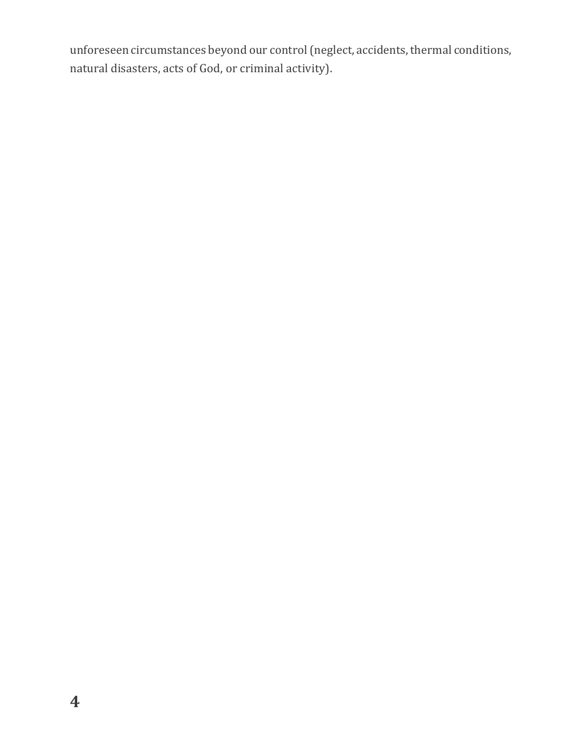unforeseen circumstances beyond our control (neglect, accidents, thermal conditions, natural disasters, acts of God, or criminal activity).